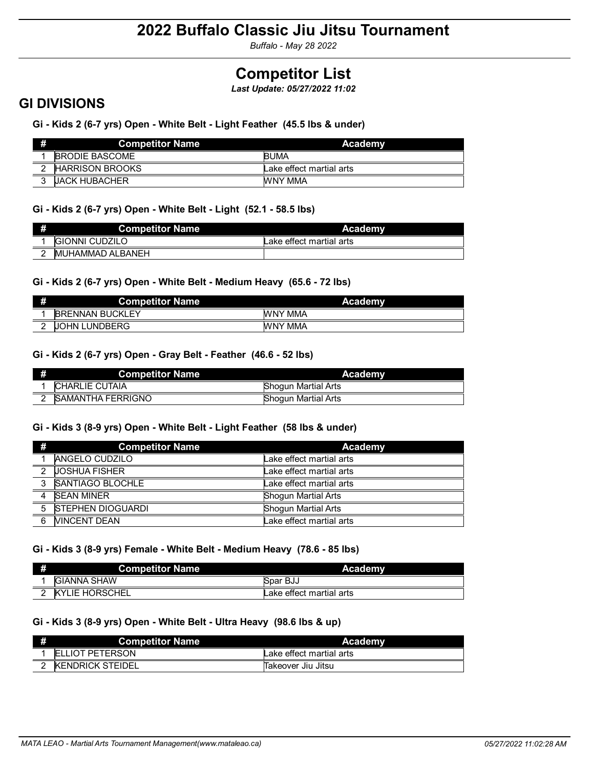# 2022 Buffalo Classic Jiu Jitsu Tournament

*Buffalo - May 28 2022*

# Competitor List

***Last Update: 05/27/2022 11:02***

## GI DIVISIONS

### Gi - Kids 2 (6-7 yrs) Open - White Belt - Light Feather (45.5 lbs & under)

| # | Competitor Name | Academy |
|---|---|---|
| 1 | BRODIE BASCOME | BUMA |
| 2 | HARRISON BROOKS | Lake effect martial arts |
| 3 | JACK HUBACHER | WNY MMA |

### Gi - Kids 2 (6-7 yrs) Open - White Belt - Light (52.1 - 58.5 lbs)

| # | Competitor Name | Academy |
|---|---|---|
| 1 | GIONNI CUDZILO | Lake effect martial arts |
| 2 | MUHAMMAD ALBANEH | |

### Gi - Kids 2 (6-7 yrs) Open - White Belt - Medium Heavy (65.6 - 72 lbs)

| # | Competitor Name | Academy |
|---|---|---|
| 1 | BRENNAN BUCKLEY | WNY MMA |
| 2 | JOHN LUNDBERG | WNY MMA |

### Gi - Kids 2 (6-7 yrs) Open - Gray Belt - Feather (46.6 - 52 lbs)

| # | Competitor Name | Academy |
|---|---|---|
| 1 | CHARLIE CUTAIA | Shogun Martial Arts |
| 2 | SAMANTHA FERRIGNO | Shogun Martial Arts |

### Gi - Kids 3 (8-9 yrs) Open - White Belt - Light Feather (58 lbs & under)

| # | Competitor Name | Academy |
|---|---|---|
| 1 | ANGELO CUDZILO | Lake effect martial arts |
| 2 | JOSHUA FISHER | Lake effect martial arts |
| 3 | SANTIAGO BLOCHLE | Lake effect martial arts |
| 4 | SEAN MINER | Shogun Martial Arts |
| 5 | STEPHEN DIOGUARDI | Shogun Martial Arts |
| 6 | VINCENT DEAN | Lake effect martial arts |

### Gi - Kids 3 (8-9 yrs) Female - White Belt - Medium Heavy (78.6 - 85 lbs)

| # | Competitor Name | Academy |
|---|---|---|
| 1 | GIANNA SHAW | Spar BJJ |
| 2 | KYLIE HORSCHEL | Lake effect martial arts |

### Gi - Kids 3 (8-9 yrs) Open - White Belt - Ultra Heavy (98.6 lbs & up)

| # | Competitor Name | Academy |
|---|---|---|
| 1 | ELLIOT PETERSON | Lake effect martial arts |
| 2 | KENDRICK STEIDEL | Takeover Jiu Jitsu |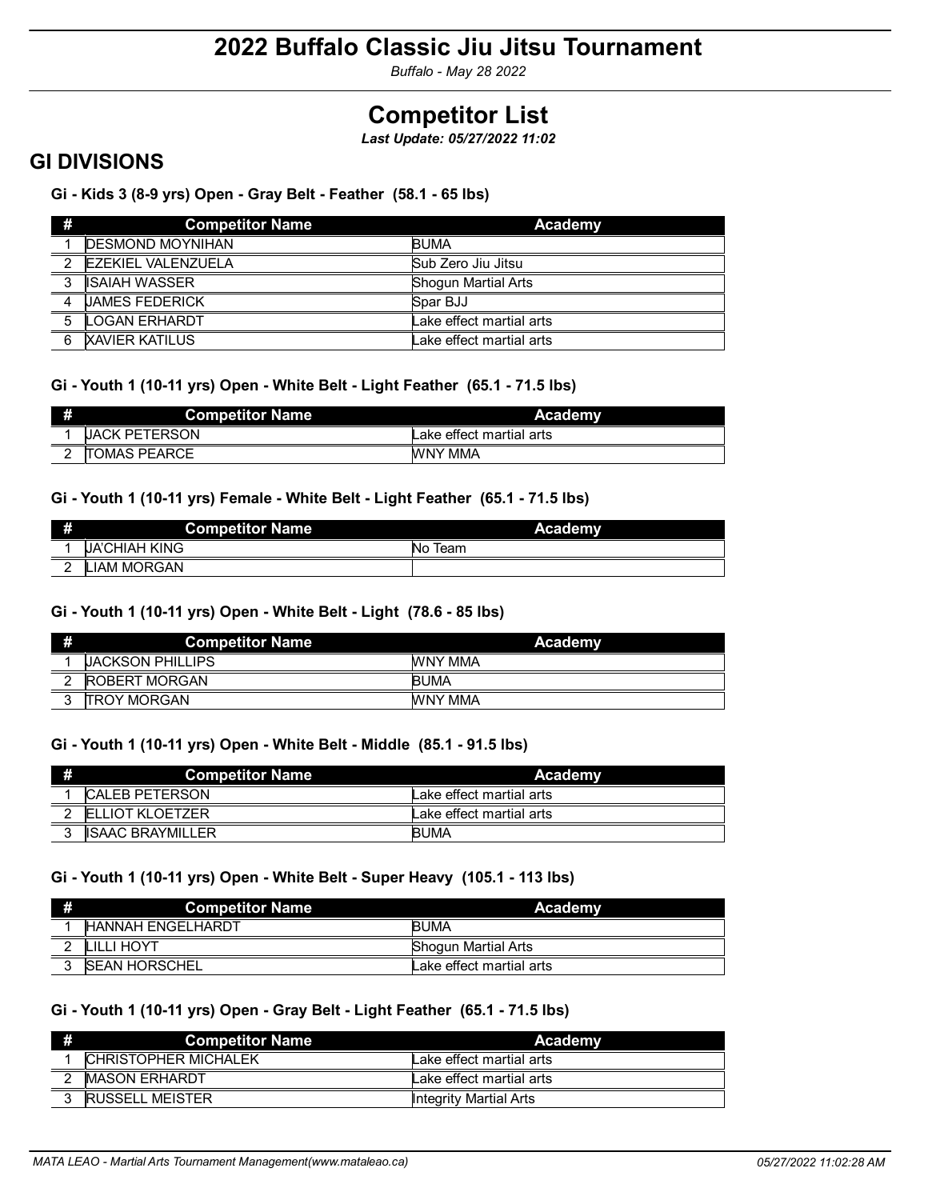# 2022 Buffalo Classic Jiu Jitsu Tournament

*Buffalo - May 28 2022*

# Competitor List

***Last Update: 05/27/2022 11:02***

## GI DIVISIONS

### Gi - Kids 3 (8-9 yrs) Open - Gray Belt - Feather (58.1 - 65 lbs)

| # | Competitor Name | Academy |
|---|---|---|
| 1 | DESMOND MOYNIHAN | BUMA |
| 2 | EZEKIEL VALENZUELA | Sub Zero Jiu Jitsu |
| 3 | ISAIAH WASSER | Shogun Martial Arts |
| 4 | JAMES FEDERICK | Spar BJJ |
| 5 | LOGAN ERHARDT | Lake effect martial arts |
| 6 | XAVIER KATILUS | Lake effect martial arts |

### Gi - Youth 1 (10-11 yrs) Open - White Belt - Light Feather (65.1 - 71.5 lbs)

| # | Competitor Name | Academy |
|---|---|---|
| 1 | JACK PETERSON | Lake effect martial arts |
| 2 | TOMAS PEARCE | WNY MMA |

### Gi - Youth 1 (10-11 yrs) Female - White Belt - Light Feather (65.1 - 71.5 lbs)

| # | Competitor Name | Academy |
|---|---|---|
| 1 | JA'CHIAH KING | No Team |
| 2 | LIAM MORGAN | |

### Gi - Youth 1 (10-11 yrs) Open - White Belt - Light (78.6 - 85 lbs)

| # | Competitor Name | Academy |
|---|---|---|
| 1 | JACKSON PHILLIPS | WNY MMA |
| 2 | ROBERT MORGAN | BUMA |
| 3 | TROY MORGAN | WNY MMA |

### Gi - Youth 1 (10-11 yrs) Open - White Belt - Middle (85.1 - 91.5 lbs)

| # | Competitor Name | Academy |
|---|---|---|
| 1 | CALEB PETERSON | Lake effect martial arts |
| 2 | ELLIOT KLOETZER | Lake effect martial arts |
| 3 | ISAAC BRAYMILLER | BUMA |

### Gi - Youth 1 (10-11 yrs) Open - White Belt - Super Heavy (105.1 - 113 lbs)

| # | Competitor Name | Academy |
|---|---|---|
| 1 | HANNAH ENGELHARDT | BUMA |
| 2 | LILLI HOYT | Shogun Martial Arts |
| 3 | SEAN HORSCHEL | Lake effect martial arts |

### Gi - Youth 1 (10-11 yrs) Open - Gray Belt - Light Feather (65.1 - 71.5 lbs)

| # | Competitor Name | Academy |
|---|---|---|
| 1 | CHRISTOPHER MICHALEK | Lake effect martial arts |
| 2 | MASON ERHARDT | Lake effect martial arts |
| 3 | RUSSELL MEISTER | Integrity Martial Arts |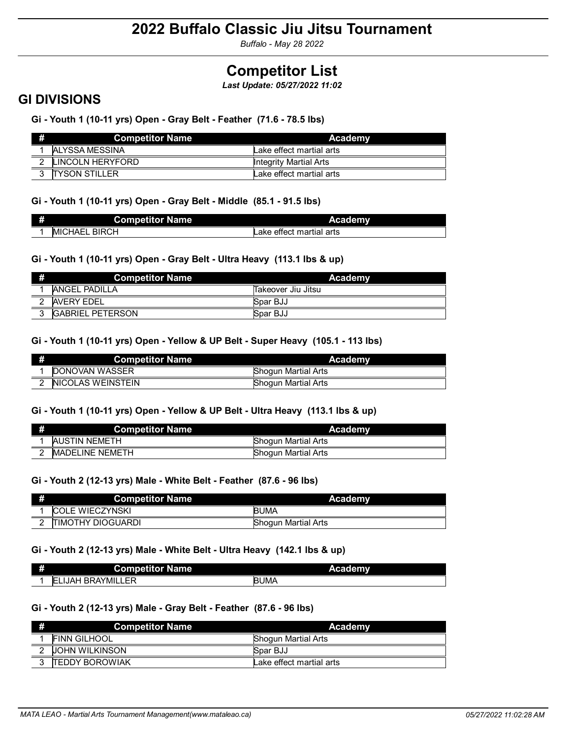# 2022 Buffalo Classic Jiu Jitsu Tournament

*Buffalo - May 28 2022*

# Competitor List

***Last Update: 05/27/2022 11:02***

## GI DIVISIONS

### Gi - Youth 1 (10-11 yrs) Open - Gray Belt - Feather (71.6 - 78.5 lbs)

| # | Competitor Name | Academy |
|---|---|---|
| 1 | ALYSSA MESSINA | Lake effect martial arts |
| 2 | LINCOLN HERYFORD | Integrity Martial Arts |
| 3 | TYSON STILLER | Lake effect martial arts |

### Gi - Youth 1 (10-11 yrs) Open - Gray Belt - Middle (85.1 - 91.5 lbs)

| # | Competitor Name | Academy |
|---|---|---|
| 1 | MICHAEL BIRCH | Lake effect martial arts |

### Gi - Youth 1 (10-11 yrs) Open - Gray Belt - Ultra Heavy (113.1 lbs & up)

| # | Competitor Name | Academy |
|---|---|---|
| 1 | ANGEL PADILLA | Takeover Jiu Jitsu |
| 2 | AVERY EDEL | Spar BJJ |
| 3 | GABRIEL PETERSON | Spar BJJ |

### Gi - Youth 1 (10-11 yrs) Open - Yellow & UP Belt - Super Heavy (105.1 - 113 lbs)

| # | Competitor Name | Academy |
|---|---|---|
| 1 | DONOVAN WASSER | Shogun Martial Arts |
| 2 | NICOLAS WEINSTEIN | Shogun Martial Arts |

### Gi - Youth 1 (10-11 yrs) Open - Yellow & UP Belt - Ultra Heavy (113.1 lbs & up)

| # | Competitor Name | Academy |
|---|---|---|
| 1 | AUSTIN NEMETH | Shogun Martial Arts |
| 2 | MADELINE NEMETH | Shogun Martial Arts |

### Gi - Youth 2 (12-13 yrs) Male - White Belt - Feather (87.6 - 96 lbs)

| # | Competitor Name | Academy |
|---|---|---|
| 1 | COLE WIECZYNSKI | BUMA |
| 2 | TIMOTHY DIOGUARDI | Shogun Martial Arts |

### Gi - Youth 2 (12-13 yrs) Male - White Belt - Ultra Heavy (142.1 lbs & up)

| # | Competitor Name | Academy |
|---|---|---|
| 1 | ELIJAH BRAYMILLER | BUMA |

### Gi - Youth 2 (12-13 yrs) Male - Gray Belt - Feather (87.6 - 96 lbs)

| # | Competitor Name | Academy |
|---|---|---|
| 1 | FINN GILHOOL | Shogun Martial Arts |
| 2 | JOHN WILKINSON | Spar BJJ |
| 3 | TEDDY BOROWIAK | Lake effect martial arts |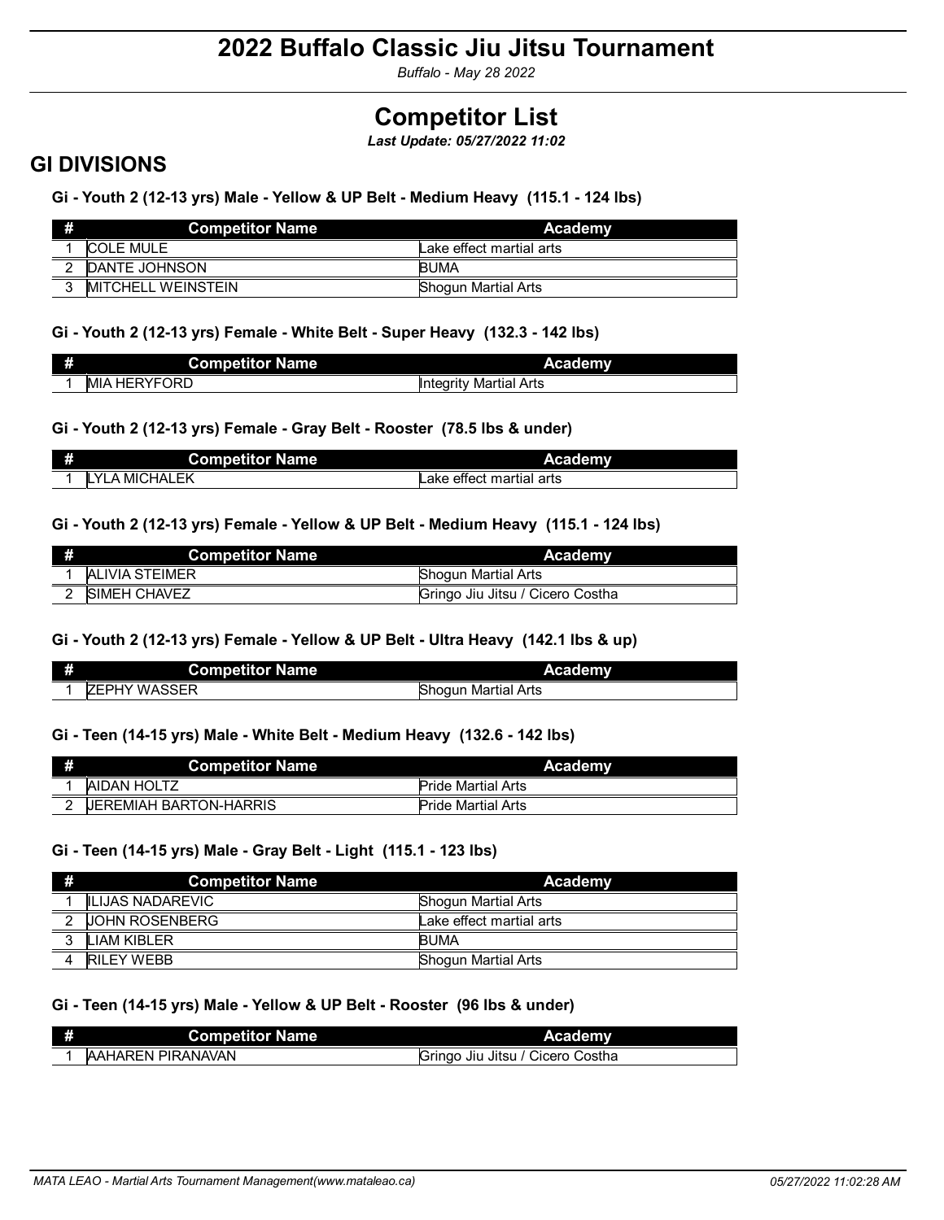# 2022 Buffalo Classic Jiu Jitsu Tournament

*Buffalo - May 28 2022*

## Competitor List

***Last Update: 05/27/2022 11:02***

## GI DIVISIONS

### Gi - Youth 2 (12-13 yrs) Male - Yellow & UP Belt - Medium Heavy (115.1 - 124 lbs)

| # | Competitor Name | Academy |
|---|---|---|
| 1 | COLE MULE | Lake effect martial arts |
| 2 | DANTE JOHNSON | BUMA |
| 3 | MITCHELL WEINSTEIN | Shogun Martial Arts |

### Gi - Youth 2 (12-13 yrs) Female - White Belt - Super Heavy (132.3 - 142 lbs)

| # | Competitor Name | Academy |
|---|---|---|
| 1 | MIA HERYFORD | Integrity Martial Arts |

### Gi - Youth 2 (12-13 yrs) Female - Gray Belt - Rooster (78.5 lbs & under)

| # | Competitor Name | Academy |
|---|---|---|
| 1 | LYLA MICHALEK | Lake effect martial arts |

### Gi - Youth 2 (12-13 yrs) Female - Yellow & UP Belt - Medium Heavy (115.1 - 124 lbs)

| # | Competitor Name | Academy |
|---|---|---|
| 1 | ALIVIA STEIMER | Shogun Martial Arts |
| 2 | SIMEH CHAVEZ | Gringo Jiu Jitsu / Cicero Costha |

### Gi - Youth 2 (12-13 yrs) Female - Yellow & UP Belt - Ultra Heavy (142.1 lbs & up)

| # | Competitor Name | Academy |
|---|---|---|
| 1 | ZEPHY WASSER | Shogun Martial Arts |

### Gi - Teen (14-15 yrs) Male - White Belt - Medium Heavy (132.6 - 142 lbs)

| # | Competitor Name | Academy |
|---|---|---|
| 1 | AIDAN HOLTZ | Pride Martial Arts |
| 2 | JEREMIAH BARTON-HARRIS | Pride Martial Arts |

### Gi - Teen (14-15 yrs) Male - Gray Belt - Light (115.1 - 123 lbs)

| # | Competitor Name | Academy |
|---|---|---|
| 1 | ILIJAS NADAREVIC | Shogun Martial Arts |
| 2 | JOHN ROSENBERG | Lake effect martial arts |
| 3 | LIAM KIBLER | BUMA |
| 4 | RILEY WEBB | Shogun Martial Arts |

### Gi - Teen (14-15 yrs) Male - Yellow & UP Belt - Rooster (96 lbs & under)

| # | Competitor Name | Academy |
|---|---|---|
| 1 | AAHAREN PIRANAVAN | Gringo Jiu Jitsu / Cicero Costha |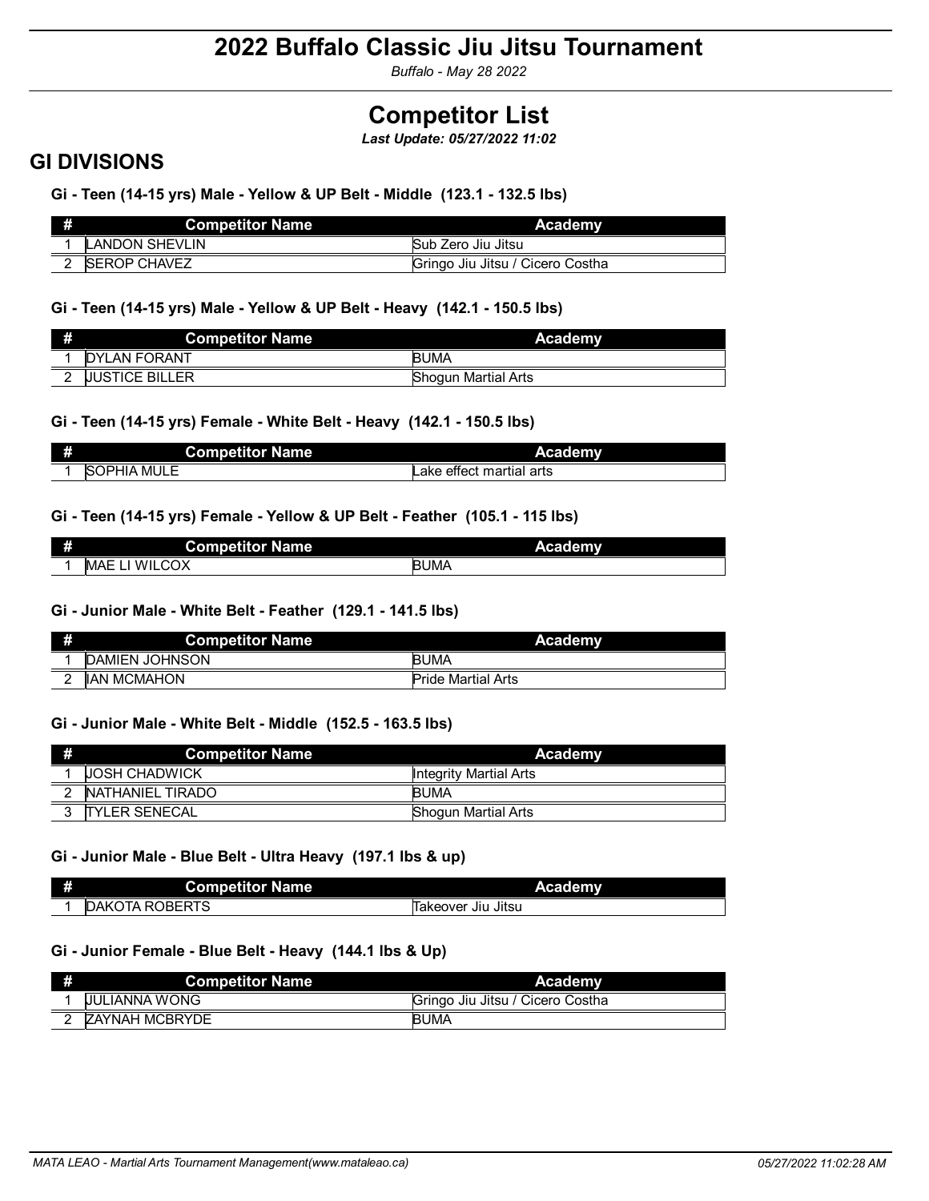# 2022 Buffalo Classic Jiu Jitsu Tournament

*Buffalo - May 28 2022*

# Competitor List

***Last Update: 05/27/2022 11:02***

## GI DIVISIONS

### Gi - Teen (14-15 yrs) Male - Yellow & UP Belt - Middle (123.1 - 132.5 lbs)

| # | Competitor Name | Academy |
|---|---|---|
| 1 | LANDON SHEVLIN | Sub Zero Jiu Jitsu |
| 2 | SEROP CHAVEZ | Gringo Jiu Jitsu / Cicero Costha |

### Gi - Teen (14-15 yrs) Male - Yellow & UP Belt - Heavy (142.1 - 150.5 lbs)

| # | Competitor Name | Academy |
|---|---|---|
| 1 | DYLAN FORANT | BUMA |
| 2 | JUSTICE BILLER | Shogun Martial Arts |

### Gi - Teen (14-15 yrs) Female - White Belt - Heavy (142.1 - 150.5 lbs)

| # | Competitor Name | Academy |
|---|---|---|
| 1 | SOPHIA MULE | Lake effect martial arts |

### Gi - Teen (14-15 yrs) Female - Yellow & UP Belt - Feather (105.1 - 115 lbs)

| # | Competitor Name | Academy |
|---|---|---|
| 1 | MAE LI WILCOX | BUMA |

### Gi - Junior Male - White Belt - Feather (129.1 - 141.5 lbs)

| # | Competitor Name | Academy |
|---|---|---|
| 1 | DAMIEN JOHNSON | BUMA |
| 2 | IAN MCMAHON | Pride Martial Arts |

### Gi - Junior Male - White Belt - Middle (152.5 - 163.5 lbs)

| # | Competitor Name | Academy |
|---|---|---|
| 1 | JOSH CHADWICK | Integrity Martial Arts |
| 2 | NATHANIEL TIRADO | BUMA |
| 3 | TYLER SENECAL | Shogun Martial Arts |

### Gi - Junior Male - Blue Belt - Ultra Heavy (197.1 lbs & up)

| # | Competitor Name | Academy |
|---|---|---|
| 1 | DAKOTA ROBERTS | Takeover Jiu Jitsu |

### Gi - Junior Female - Blue Belt - Heavy (144.1 lbs & Up)

| # | Competitor Name | Academy |
|---|---|---|
| 1 | JULIANNA WONG | Gringo Jiu Jitsu / Cicero Costha |
| 2 | ZAYNAH MCBRYDE | BUMA |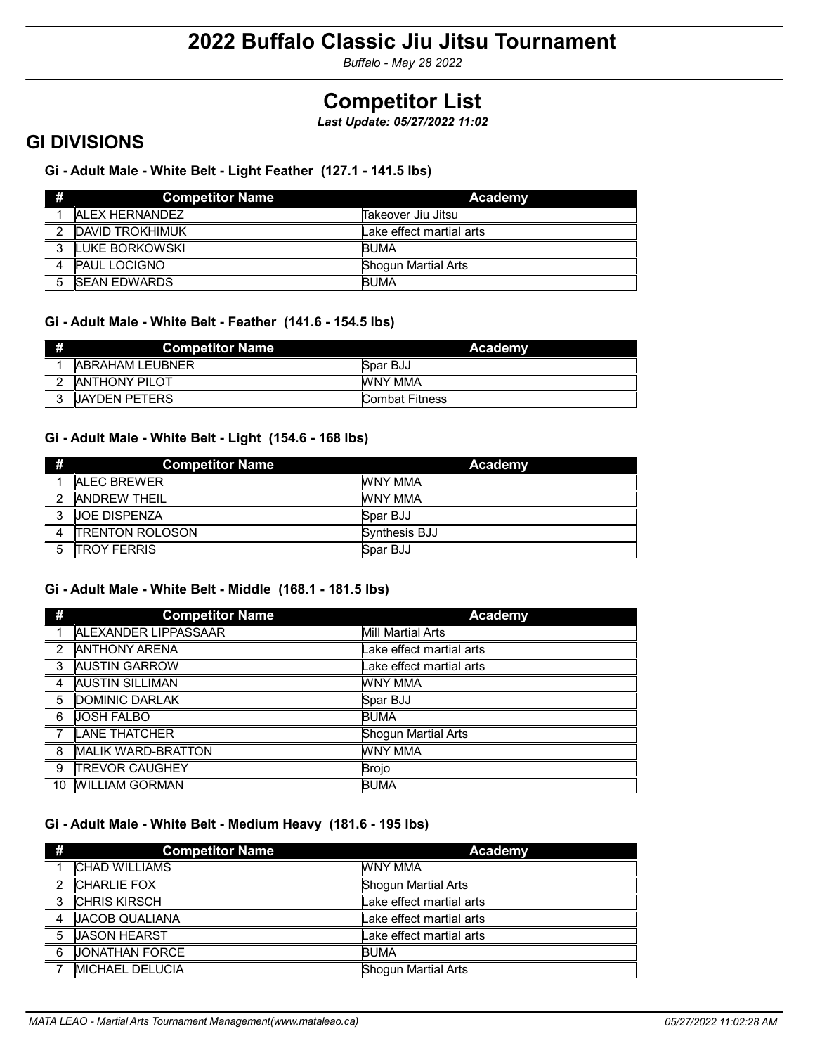# 2022 Buffalo Classic Jiu Jitsu Tournament

*Buffalo - May 28 2022*

# Competitor List

***Last Update: 05/27/2022 11:02***

## GI DIVISIONS

### Gi - Adult Male - White Belt - Light Feather (127.1 - 141.5 lbs)

| # | Competitor Name | Academy |
|---|---|---|
| 1 | ALEX HERNANDEZ | Takeover Jiu Jitsu |
| 2 | DAVID TROKHIMUK | Lake effect martial arts |
| 3 | LUKE BORKOWSKI | BUMA |
| 4 | PAUL LOCIGNO | Shogun Martial Arts |
| 5 | SEAN EDWARDS | BUMA |

### Gi - Adult Male - White Belt - Feather (141.6 - 154.5 lbs)

| # | Competitor Name | Academy |
|---|---|---|
| 1 | ABRAHAM LEUBNER | Spar BJJ |
| 2 | ANTHONY PILOT | WNY MMA |
| 3 | JAYDEN PETERS | Combat Fitness |

### Gi - Adult Male - White Belt - Light (154.6 - 168 lbs)

| # | Competitor Name | Academy |
|---|---|---|
| 1 | ALEC BREWER | WNY MMA |
| 2 | ANDREW THEIL | WNY MMA |
| 3 | JOE DISPENZA | Spar BJJ |
| 4 | TRENTON ROLOSON | Synthesis BJJ |
| 5 | TROY FERRIS | Spar BJJ |

### Gi - Adult Male - White Belt - Middle (168.1 - 181.5 lbs)

| # | Competitor Name | Academy |
|---|---|---|
| 1 | ALEXANDER LIPPASSAAR | Mill Martial Arts |
| 2 | ANTHONY ARENA | Lake effect martial arts |
| 3 | AUSTIN GARROW | Lake effect martial arts |
| 4 | AUSTIN SILLIMAN | WNY MMA |
| 5 | DOMINIC DARLAK | Spar BJJ |
| 6 | JOSH FALBO | BUMA |
| 7 | LANE THATCHER | Shogun Martial Arts |
| 8 | MALIK WARD-BRATTON | WNY MMA |
| 9 | TREVOR CAUGHEY | Brojo |
| 10 | WILLIAM GORMAN | BUMA |

### Gi - Adult Male - White Belt - Medium Heavy (181.6 - 195 lbs)

| # | Competitor Name | Academy |
|---|---|---|
| 1 | CHAD WILLIAMS | WNY MMA |
| 2 | CHARLIE FOX | Shogun Martial Arts |
| 3 | CHRIS KIRSCH | Lake effect martial arts |
| 4 | JACOB QUALIANA | Lake effect martial arts |
| 5 | JASON HEARST | Lake effect martial arts |
| 6 | JONATHAN FORCE | BUMA |
| 7 | MICHAEL DELUCIA | Shogun Martial Arts |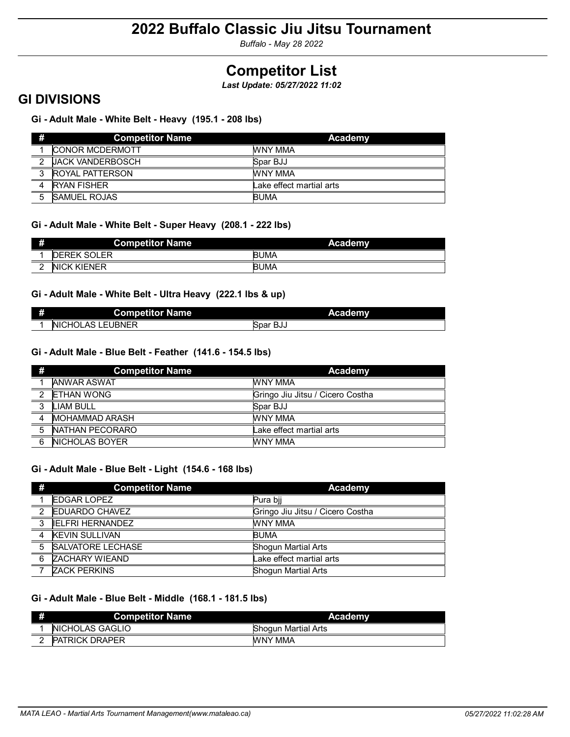# 2022 Buffalo Classic Jiu Jitsu Tournament

*Buffalo - May 28 2022*

# Competitor List

***Last Update: 05/27/2022 11:02***

## GI DIVISIONS

### Gi - Adult Male - White Belt - Heavy (195.1 - 208 lbs)

| # | Competitor Name | Academy |
|---|---|---|
| 1 | CONOR MCDERMOTT | WNY MMA |
| 2 | JACK VANDERBOSCH | Spar BJJ |
| 3 | ROYAL PATTERSON | WNY MMA |
| 4 | RYAN FISHER | Lake effect martial arts |
| 5 | SAMUEL ROJAS | BUMA |

### Gi - Adult Male - White Belt - Super Heavy (208.1 - 222 lbs)

| # | Competitor Name | Academy |
|---|---|---|
| 1 | DEREK SOLER | BUMA |
| 2 | NICK KIENER | BUMA |

### Gi - Adult Male - White Belt - Ultra Heavy (222.1 lbs & up)

| # | Competitor Name | Academy |
|---|---|---|
| 1 | NICHOLAS LEUBNER | Spar BJJ |

### Gi - Adult Male - Blue Belt - Feather (141.6 - 154.5 lbs)

| # | Competitor Name | Academy |
|---|---|---|
| 1 | ANWAR ASWAT | WNY MMA |
| 2 | ETHAN WONG | Gringo Jiu Jitsu / Cicero Costha |
| 3 | LIAM BULL | Spar BJJ |
| 4 | MOHAMMAD ARASH | WNY MMA |
| 5 | NATHAN PECORARO | Lake effect martial arts |
| 6 | NICHOLAS BOYER | WNY MMA |

### Gi - Adult Male - Blue Belt - Light (154.6 - 168 lbs)

| # | Competitor Name | Academy |
|---|---|---|
| 1 | EDGAR LOPEZ | Pura bjj |
| 2 | EDUARDO CHAVEZ | Gringo Jiu Jitsu / Cicero Costha |
| 3 | IELFRI HERNANDEZ | WNY MMA |
| 4 | KEVIN SULLIVAN | BUMA |
| 5 | SALVATORE LECHASE | Shogun Martial Arts |
| 6 | ZACHARY WIEAND | Lake effect martial arts |
| 7 | ZACK PERKINS | Shogun Martial Arts |

### Gi - Adult Male - Blue Belt - Middle (168.1 - 181.5 lbs)

| # | Competitor Name | Academy |
|---|---|---|
| 1 | NICHOLAS GAGLIO | Shogun Martial Arts |
| 2 | PATRICK DRAPER | WNY MMA |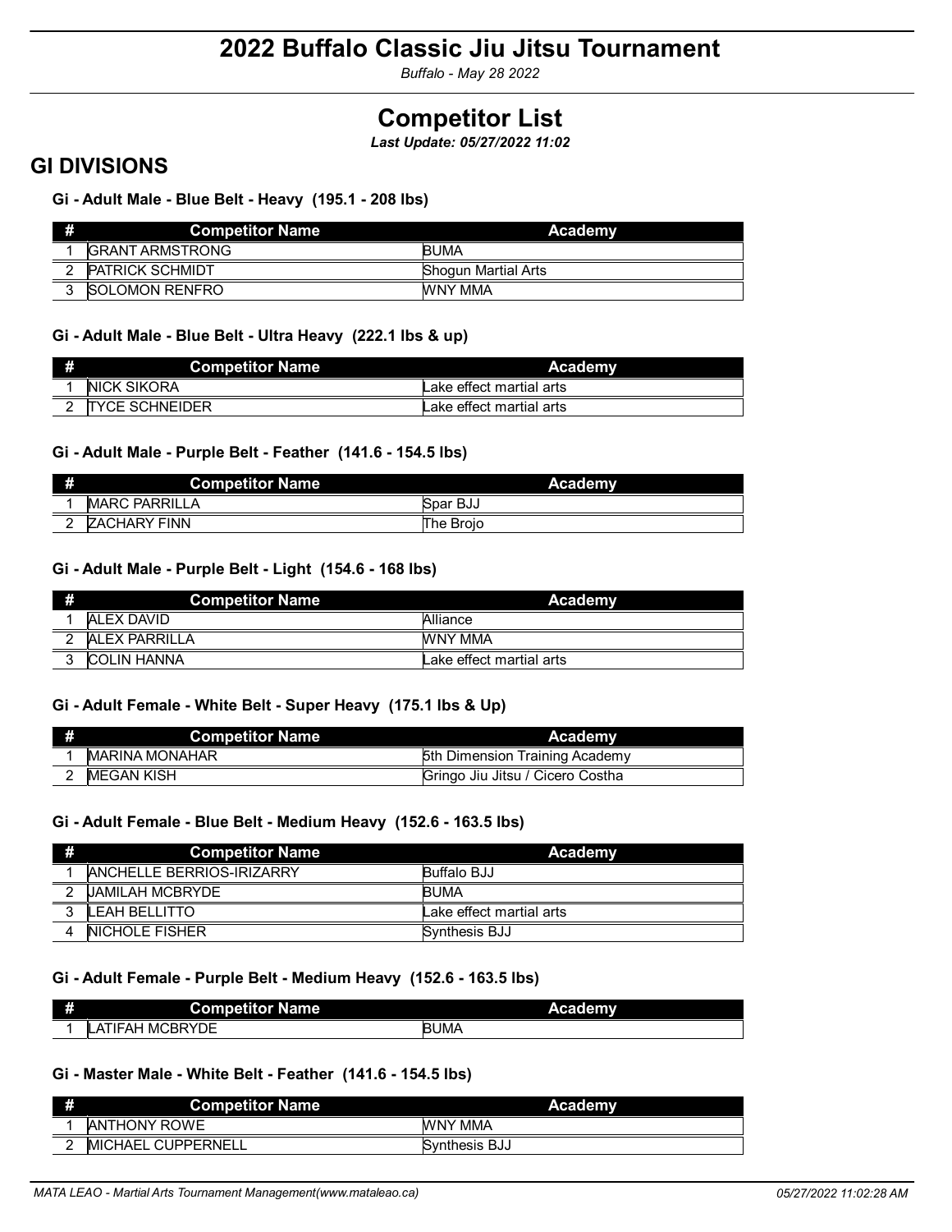# 2022 Buffalo Classic Jiu Jitsu Tournament

*Buffalo - May 28 2022*

# Competitor List

***Last Update: 05/27/2022 11:02***

## GI DIVISIONS

### Gi - Adult Male - Blue Belt - Heavy (195.1 - 208 lbs)

| # | Competitor Name | Academy |
|---|---|---|
| 1 | GRANT ARMSTRONG | BUMA |
| 2 | PATRICK SCHMIDT | Shogun Martial Arts |
| 3 | SOLOMON RENFRO | WNY MMA |

### Gi - Adult Male - Blue Belt - Ultra Heavy (222.1 lbs & up)

| # | Competitor Name | Academy |
|---|---|---|
| 1 | NICK SIKORA | Lake effect martial arts |
| 2 | TYCE SCHNEIDER | Lake effect martial arts |

### Gi - Adult Male - Purple Belt - Feather (141.6 - 154.5 lbs)

| # | Competitor Name | Academy |
|---|---|---|
| 1 | MARC PARRILLA | Spar BJJ |
| 2 | ZACHARY FINN | The Brojo |

### Gi - Adult Male - Purple Belt - Light (154.6 - 168 lbs)

| # | Competitor Name | Academy |
|---|---|---|
| 1 | ALEX DAVID | Alliance |
| 2 | ALEX PARRILLA | WNY MMA |
| 3 | COLIN HANNA | Lake effect martial arts |

### Gi - Adult Female - White Belt - Super Heavy (175.1 lbs & Up)

| # | Competitor Name | Academy |
|---|---|---|
| 1 | MARINA MONAHAR | 5th Dimension Training Academy |
| 2 | MEGAN KISH | Gringo Jiu Jitsu / Cicero Costha |

### Gi - Adult Female - Blue Belt - Medium Heavy (152.6 - 163.5 lbs)

| # | Competitor Name | Academy |
|---|---|---|
| 1 | ANCHELLE BERRIOS-IRIZARRY | Buffalo BJJ |
| 2 | JAMILAH MCBRYDE | BUMA |
| 3 | LEAH BELLITTO | Lake effect martial arts |
| 4 | NICHOLE FISHER | Synthesis BJJ |

### Gi - Adult Female - Purple Belt - Medium Heavy (152.6 - 163.5 lbs)

| # | Competitor Name | Academy |
|---|---|---|
| 1 | LATIFAH MCBRYDE | BUMA |

### Gi - Master Male - White Belt - Feather (141.6 - 154.5 lbs)

| # | Competitor Name | Academy |
|---|---|---|
| 1 | ANTHONY ROWE | WNY MMA |
| 2 | MICHAEL CUPPERNELL | Synthesis BJJ |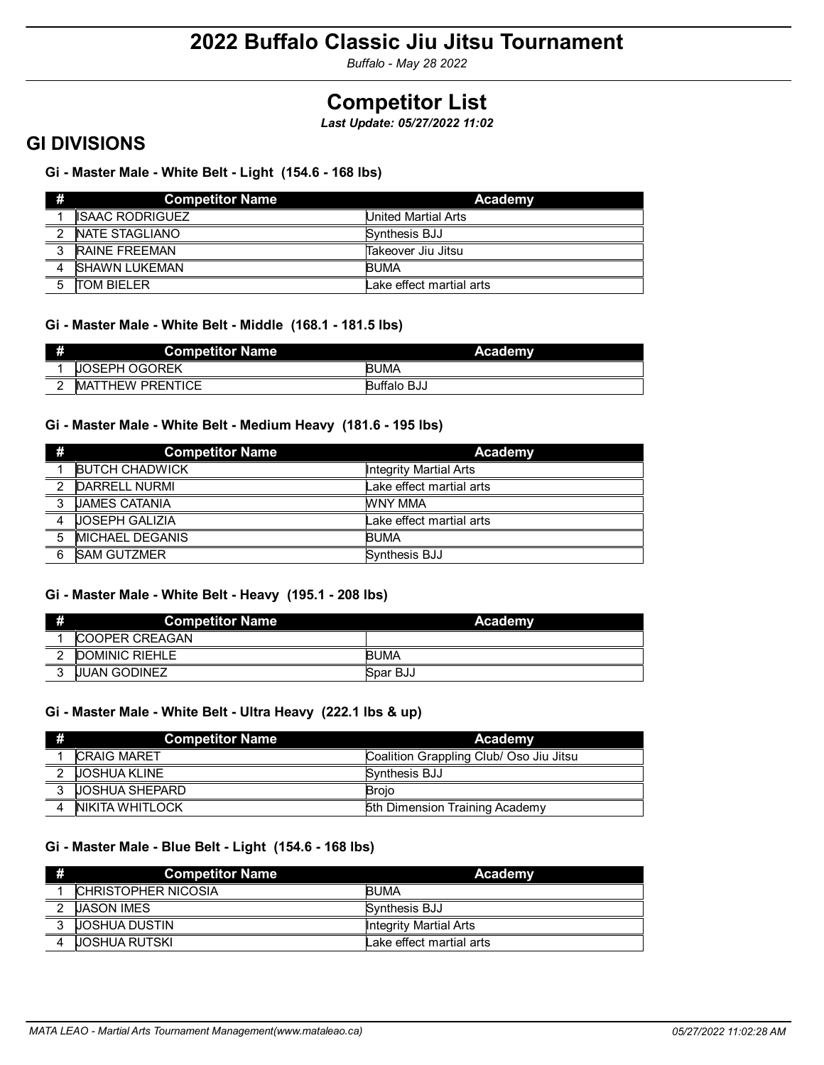# 2022 Buffalo Classic Jiu Jitsu Tournament

*Buffalo - May 28 2022*

# Competitor List

***Last Update: 05/27/2022 11:02***

## GI DIVISIONS

### Gi - Master Male - White Belt - Light (154.6 - 168 lbs)

| # | Competitor Name | Academy |
|---|---|---|
| 1 | ISAAC RODRIGUEZ | United Martial Arts |
| 2 | NATE STAGLIANO | Synthesis BJJ |
| 3 | RAINE FREEMAN | Takeover Jiu Jitsu |
| 4 | SHAWN LUKEMAN | BUMA |
| 5 | TOM BIELER | Lake effect martial arts |

### Gi - Master Male - White Belt - Middle (168.1 - 181.5 lbs)

| # | Competitor Name | Academy |
|---|---|---|
| 1 | JOSEPH OGOREK | BUMA |
| 2 | MATTHEW PRENTICE | Buffalo BJJ |

### Gi - Master Male - White Belt - Medium Heavy (181.6 - 195 lbs)

| # | Competitor Name | Academy |
|---|---|---|
| 1 | BUTCH CHADWICK | Integrity Martial Arts |
| 2 | DARRELL NURMI | Lake effect martial arts |
| 3 | JAMES CATANIA | WNY MMA |
| 4 | JOSEPH GALIZIA | Lake effect martial arts |
| 5 | MICHAEL DEGANIS | BUMA |
| 6 | SAM GUTZMER | Synthesis BJJ |

### Gi - Master Male - White Belt - Heavy (195.1 - 208 lbs)

| # | Competitor Name | Academy |
|---|---|---|
| 1 | COOPER CREAGAN | |
| 2 | DOMINIC RIEHLE | BUMA |
| 3 | JUAN GODINEZ | Spar BJJ |

### Gi - Master Male - White Belt - Ultra Heavy (222.1 lbs & up)

| # | Competitor Name | Academy |
|---|---|---|
| 1 | CRAIG MARET | Coalition Grappling Club/ Oso Jiu Jitsu |
| 2 | JOSHUA KLINE | Synthesis BJJ |
| 3 | JOSHUA SHEPARD | Brojo |
| 4 | NIKITA WHITLOCK | 5th Dimension Training Academy |

### Gi - Master Male - Blue Belt - Light (154.6 - 168 lbs)

| # | Competitor Name | Academy |
|---|---|---|
| 1 | CHRISTOPHER NICOSIA | BUMA |
| 2 | JASON IMES | Synthesis BJJ |
| 3 | JOSHUA DUSTIN | Integrity Martial Arts |
| 4 | JOSHUA RUTSKI | Lake effect martial arts |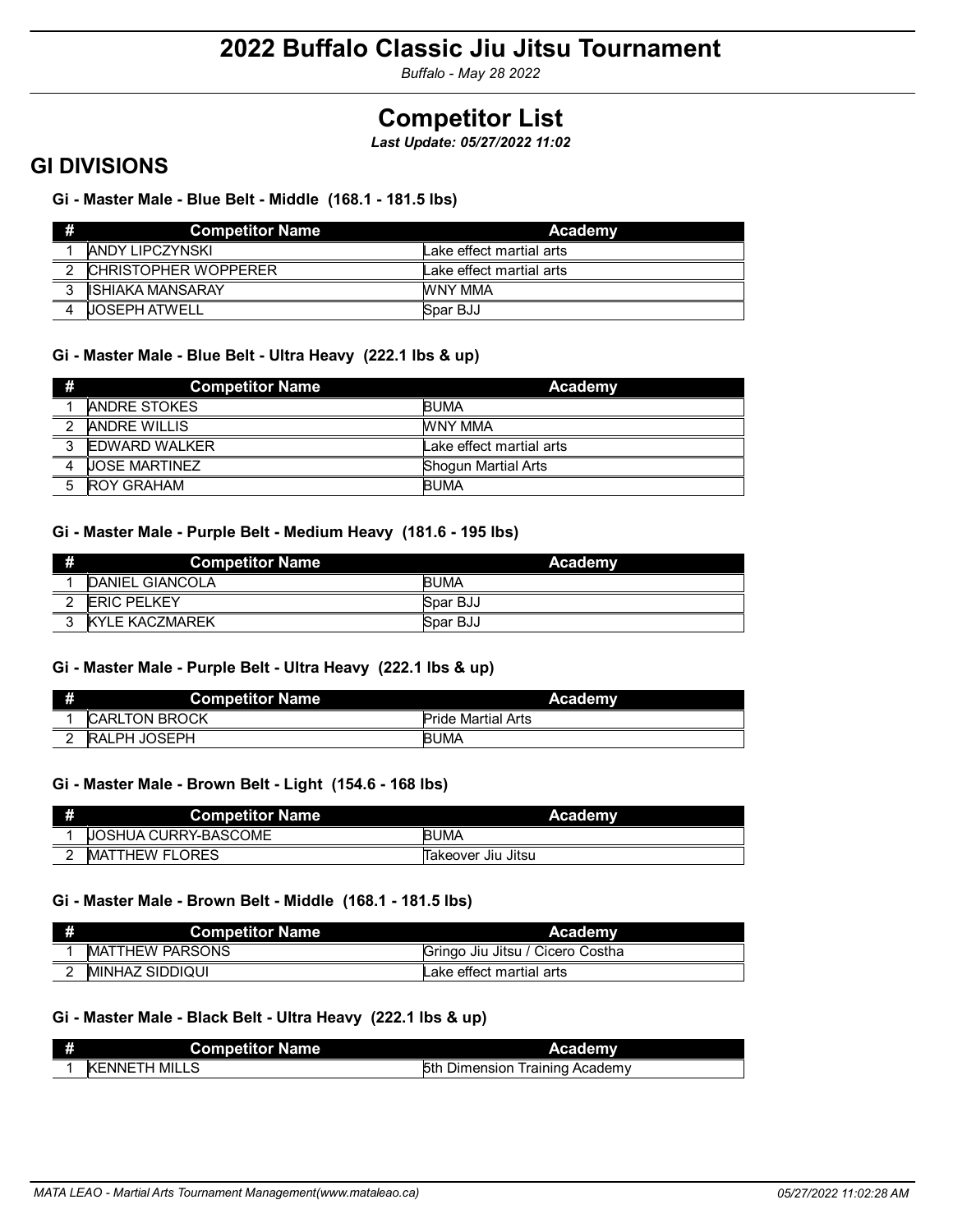# 2022 Buffalo Classic Jiu Jitsu Tournament

*Buffalo - May 28 2022*

# Competitor List

***Last Update: 05/27/2022 11:02***

## GI DIVISIONS

### Gi - Master Male - Blue Belt - Middle (168.1 - 181.5 lbs)

| # | Competitor Name | Academy |
|---|---|---|
| 1 | ANDY LIPCZYNSKI | Lake effect martial arts |
| 2 | CHRISTOPHER WOPPERER | Lake effect martial arts |
| 3 | ISHIAKA MANSARAY | WNY MMA |
| 4 | JOSEPH ATWELL | Spar BJJ |

### Gi - Master Male - Blue Belt - Ultra Heavy (222.1 lbs & up)

| # | Competitor Name | Academy |
|---|---|---|
| 1 | ANDRE STOKES | BUMA |
| 2 | ANDRE WILLIS | WNY MMA |
| 3 | EDWARD WALKER | Lake effect martial arts |
| 4 | JOSE MARTINEZ | Shogun Martial Arts |
| 5 | ROY GRAHAM | BUMA |

### Gi - Master Male - Purple Belt - Medium Heavy (181.6 - 195 lbs)

| # | Competitor Name | Academy |
|---|---|---|
| 1 | DANIEL GIANCOLA | BUMA |
| 2 | ERIC PELKEY | Spar BJJ |
| 3 | KYLE KACZMAREK | Spar BJJ |

### Gi - Master Male - Purple Belt - Ultra Heavy (222.1 lbs & up)

| # | Competitor Name | Academy |
|---|---|---|
| 1 | CARLTON BROCK | Pride Martial Arts |
| 2 | RALPH JOSEPH | BUMA |

### Gi - Master Male - Brown Belt - Light (154.6 - 168 lbs)

| # | Competitor Name | Academy |
|---|---|---|
| 1 | JOSHUA CURRY-BASCOME | BUMA |
| 2 | MATTHEW FLORES | Takeover Jiu Jitsu |

### Gi - Master Male - Brown Belt - Middle (168.1 - 181.5 lbs)

| # | Competitor Name | Academy |
|---|---|---|
| 1 | MATTHEW PARSONS | Gringo Jiu Jitsu / Cicero Costha |
| 2 | MINHAZ SIDDIQUI | Lake effect martial arts |

### Gi - Master Male - Black Belt - Ultra Heavy (222.1 lbs & up)

| # | Competitor Name | Academy |
|---|---|---|
| 1 | KENNETH MILLS | 5th Dimension Training Academy |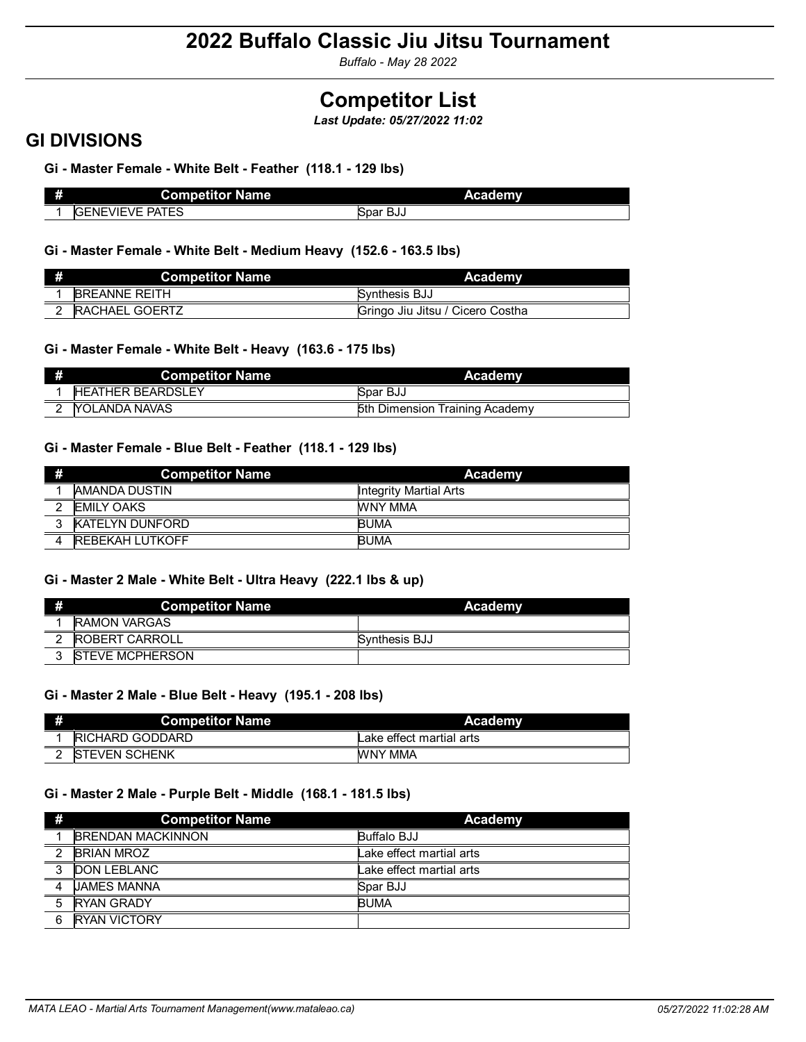# 2022 Buffalo Classic Jiu Jitsu Tournament

*Buffalo - May 28 2022*

# Competitor List

***Last Update: 05/27/2022 11:02***

## GI DIVISIONS

### Gi - Master Female - White Belt - Feather (118.1 - 129 lbs)

| # | Competitor Name | Academy |
|---|---|---|
| 1 | GENEVIEVE PATES | Spar BJJ |

### Gi - Master Female - White Belt - Medium Heavy (152.6 - 163.5 lbs)

| # | Competitor Name | Academy |
|---|---|---|
| 1 | BREANNE REITH | Synthesis BJJ |
| 2 | RACHAEL GOERTZ | Gringo Jiu Jitsu / Cicero Costha |

### Gi - Master Female - White Belt - Heavy (163.6 - 175 lbs)

| # | Competitor Name | Academy |
|---|---|---|
| 1 | HEATHER BEARDSLEY | Spar BJJ |
| 2 | YOLANDA NAVAS | 5th Dimension Training Academy |

### Gi - Master Female - Blue Belt - Feather (118.1 - 129 lbs)

| # | Competitor Name | Academy |
|---|---|---|
| 1 | AMANDA DUSTIN | Integrity Martial Arts |
| 2 | EMILY OAKS | WNY MMA |
| 3 | KATELYN DUNFORD | BUMA |
| 4 | REBEKAH LUTKOFF | BUMA |

### Gi - Master 2 Male - White Belt - Ultra Heavy (222.1 lbs & up)

| # | Competitor Name | Academy |
|---|---|---|
| 1 | RAMON VARGAS | |
| 2 | ROBERT CARROLL | Synthesis BJJ |
| 3 | STEVE MCPHERSON | |

### Gi - Master 2 Male - Blue Belt - Heavy (195.1 - 208 lbs)

| # | Competitor Name | Academy |
|---|---|---|
| 1 | RICHARD GODDARD | Lake effect martial arts |
| 2 | STEVEN SCHENK | WNY MMA |

### Gi - Master 2 Male - Purple Belt - Middle (168.1 - 181.5 lbs)

| # | Competitor Name | Academy |
|---|---|---|
| 1 | BRENDAN MACKINNON | Buffalo BJJ |
| 2 | BRIAN MROZ | Lake effect martial arts |
| 3 | DON LEBLANC | Lake effect martial arts |
| 4 | JAMES MANNA | Spar BJJ |
| 5 | RYAN GRADY | BUMA |
| 6 | RYAN VICTORY | |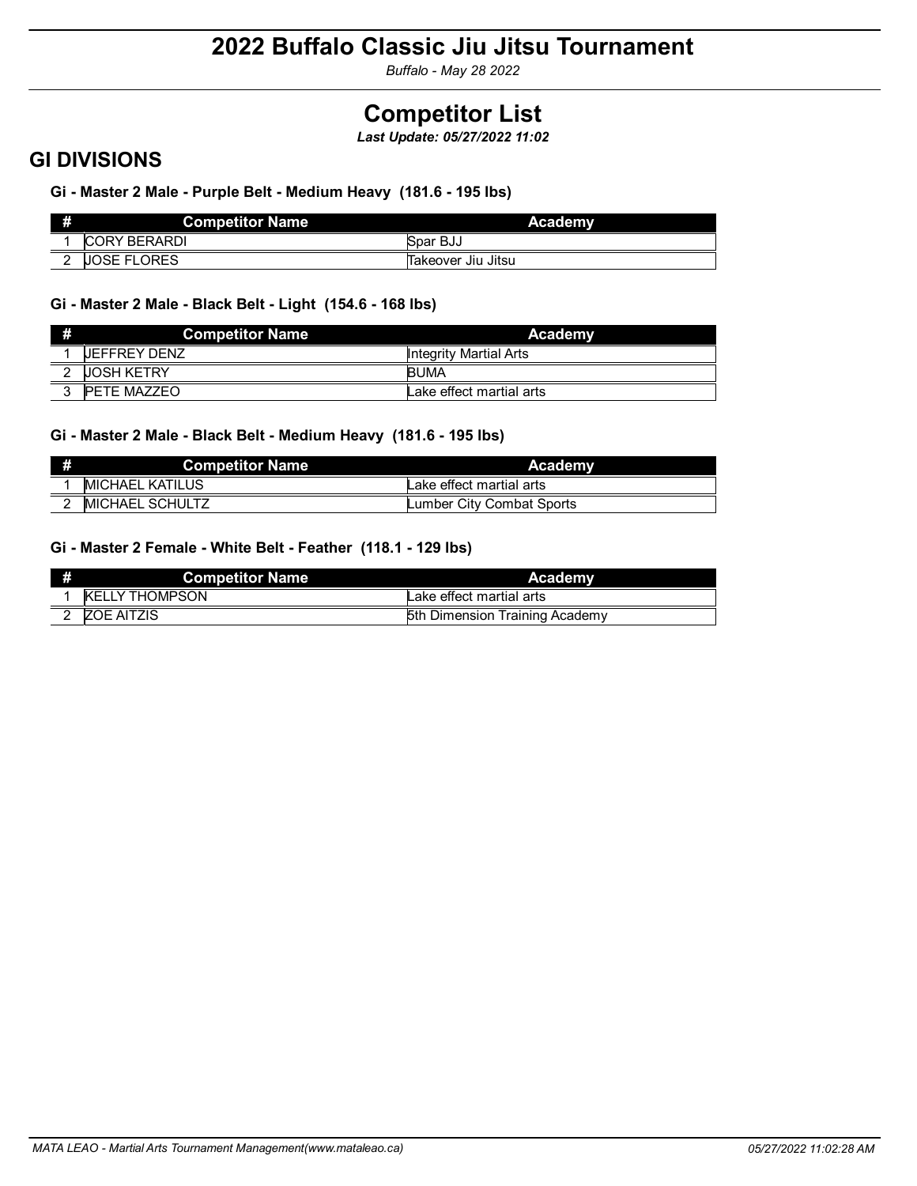# 2022 Buffalo Classic Jiu Jitsu Tournament

*Buffalo - May 28 2022*

# Competitor List

***Last Update: 05/27/2022 11:02***

## GI DIVISIONS

### Gi - Master 2 Male - Purple Belt - Medium Heavy (181.6 - 195 lbs)

| # | Competitor Name | Academy |
|---|---|---|
| 1 | CORY BERARDI | Spar BJJ |
| 2 | JOSE FLORES | Takeover Jiu Jitsu |

### Gi - Master 2 Male - Black Belt - Light (154.6 - 168 lbs)

| # | Competitor Name | Academy |
|---|---|---|
| 1 | JEFFREY DENZ | Integrity Martial Arts |
| 2 | JOSH KETRY | BUMA |
| 3 | PETE MAZZEO | Lake effect martial arts |

### Gi - Master 2 Male - Black Belt - Medium Heavy (181.6 - 195 lbs)

| # | Competitor Name | Academy |
|---|---|---|
| 1 | MICHAEL KATILUS | Lake effect martial arts |
| 2 | MICHAEL SCHULTZ | Lumber City Combat Sports |

### Gi - Master 2 Female - White Belt - Feather (118.1 - 129 lbs)

| # | Competitor Name | Academy |
|---|---|---|
| 1 | KELLY THOMPSON | Lake effect martial arts |
| 2 | ZOE AITZIS | 5th Dimension Training Academy |